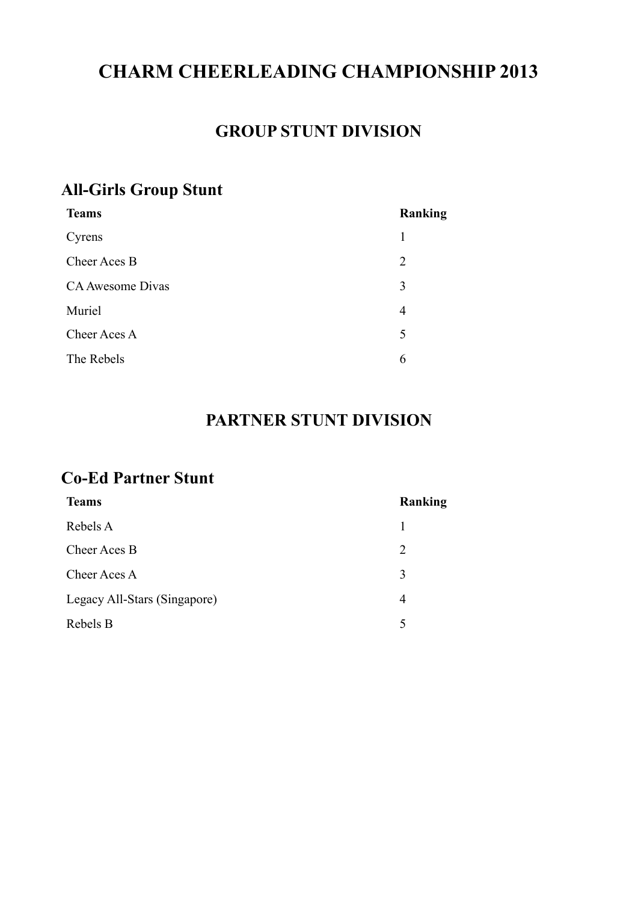# CHARM CHEERLEADING CHAMPIONSHIP 2013

## GROUP STUNT DIVISION

### All-Girls Group Stunt

| Teams | Ranking |
| --- | --- |
| Cyrens | 1 |
| Cheer Aces B | 2 |
| CA Awesome Divas | 3 |
| Muriel | 4 |
| Cheer Aces A | 5 |
| The Rebels | 6 |

## PARTNER STUNT DIVISION

### Co-Ed Partner Stunt

| Teams | Ranking |
| --- | --- |
| Rebels A | 1 |
| Cheer Aces B | 2 |
| Cheer Aces A | 3 |
| Legacy All-Stars (Singapore) | 4 |
| Rebels B | 5 |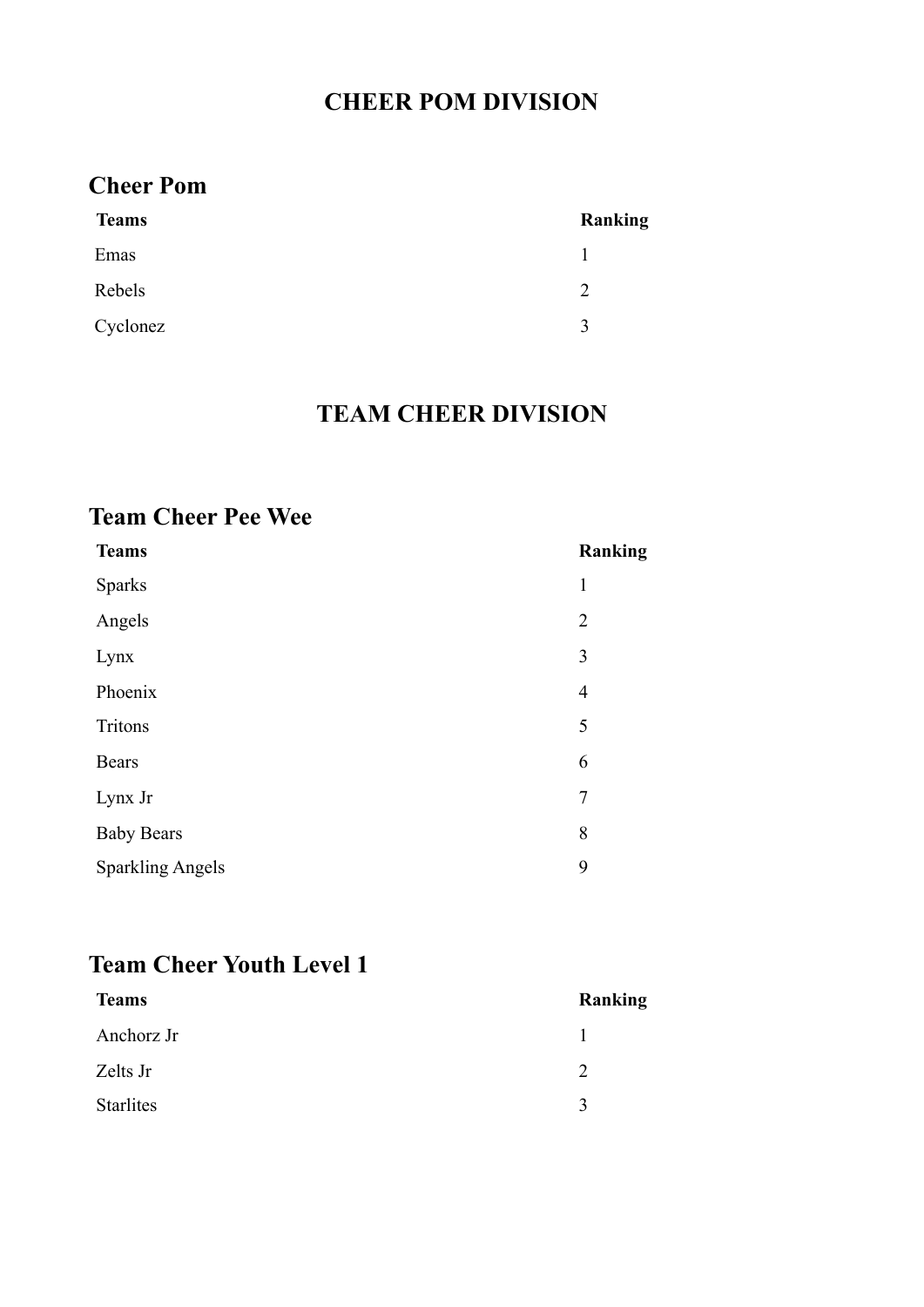# CHEER POM DIVISION

## Cheer Pom

| Teams | Ranking |
| --- | --- |
| Emas | 1 |
| Rebels | 2 |
| Cyclonez | 3 |

# TEAM CHEER DIVISION

## Team Cheer Pee Wee

| Teams | Ranking |
| --- | --- |
| Sparks | 1 |
| Angels | 2 |
| Lynx | 3 |
| Phoenix | 4 |
| Tritons | 5 |
| Bears | 6 |
| Lynx Jr | 7 |
| Baby Bears | 8 |
| Sparkling Angels | 9 |

## Team Cheer Youth Level 1

| Teams | Ranking |
| --- | --- |
| Anchorz Jr | 1 |
| Zelts Jr | 2 |
| Starlites | 3 |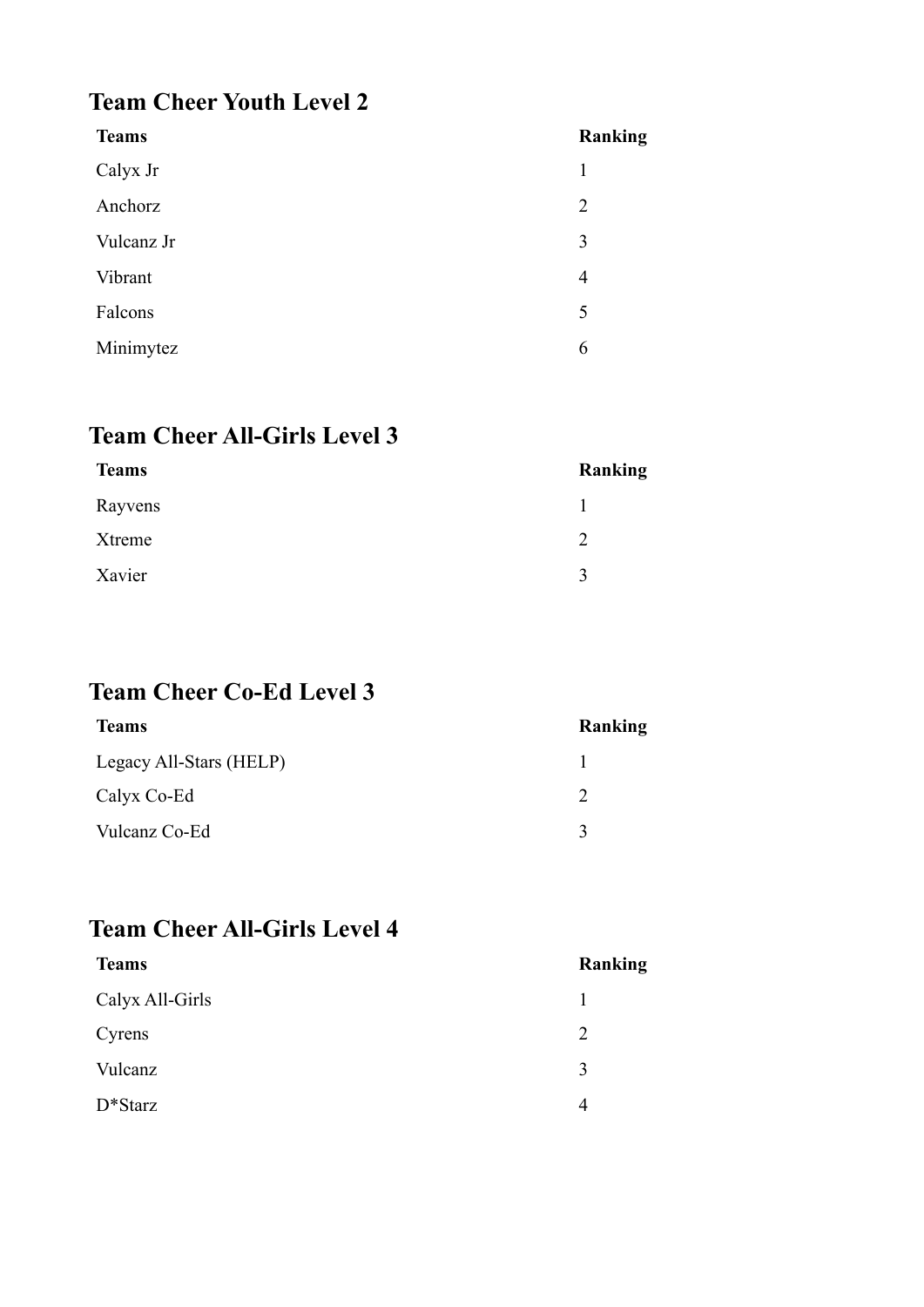## Team Cheer Youth Level 2

| Teams | Ranking |
|---|---|
| Calyx Jr | 1 |
| Anchorz | 2 |
| Vulcanz Jr | 3 |
| Vibrant | 4 |
| Falcons | 5 |
| Minimytez | 6 |

## Team Cheer All-Girls Level 3

| Teams | Ranking |
|---|---|
| Rayvens | 1 |
| Xtreme | 2 |
| Xavier | 3 |

## Team Cheer Co-Ed Level 3

| Teams | Ranking |
|---|---|
| Legacy All-Stars (HELP) | 1 |
| Calyx Co-Ed | 2 |
| Vulcanz Co-Ed | 3 |

## Team Cheer All-Girls Level 4

| Teams | Ranking |
|---|---|
| Calyx All-Girls | 1 |
| Cyrens | 2 |
| Vulcanz | 3 |
| D*Starz | 4 |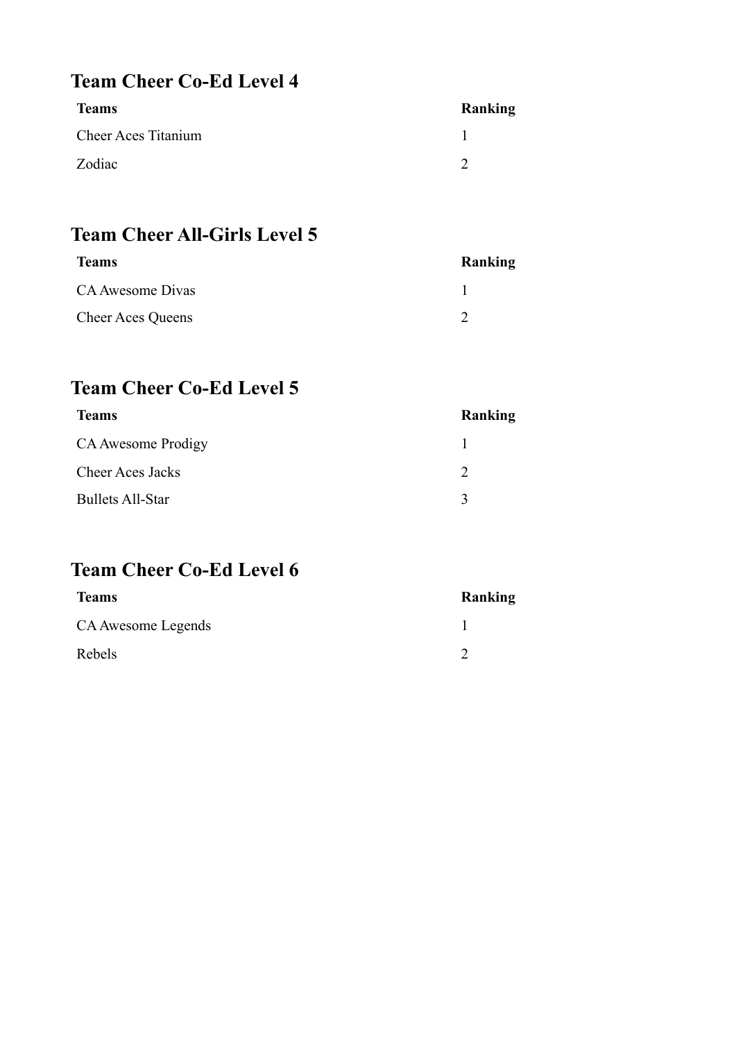## Team Cheer Co-Ed Level 4

| Teams | Ranking |
|---|---|
| Cheer Aces Titanium | 1 |
| Zodiac | 2 |

## Team Cheer All-Girls Level 5

| Teams | Ranking |
|---|---|
| CA Awesome Divas | 1 |
| Cheer Aces Queens | 2 |

## Team Cheer Co-Ed Level 5

| Teams | Ranking |
|---|---|
| CA Awesome Prodigy | 1 |
| Cheer Aces Jacks | 2 |
| Bullets All-Star | 3 |

## Team Cheer Co-Ed Level 6

| Teams | Ranking |
|---|---|
| CA Awesome Legends | 1 |
| Rebels | 2 |